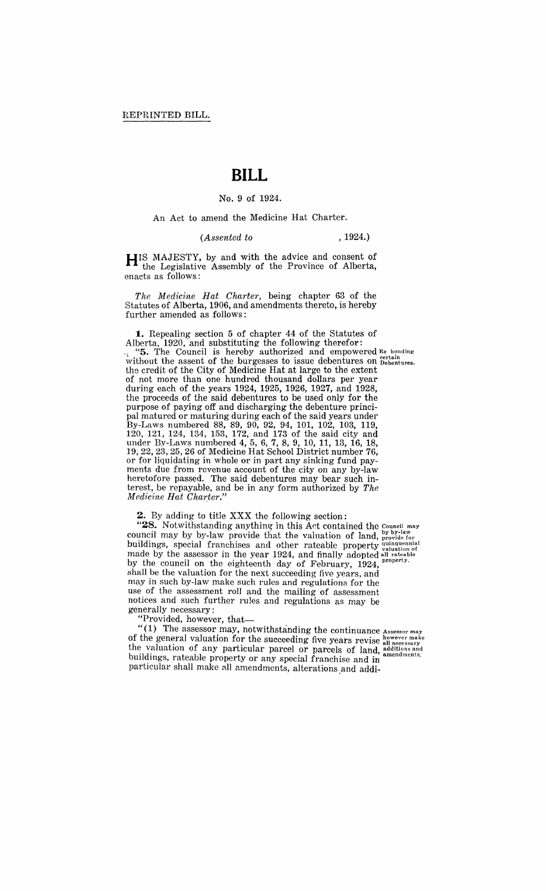REPRINTED BILL.

# BILL

No. 9 of 1924.

An Act to amend the Medicine Hat Charter.

*(Assented to , 1924.)*

HIS MAJESTY, by and with the advice and consent of the Legislative Assembly of the Province of Alberta, enacts as follows:

*The Medicine Hat Charter*, being chapter 63 of the Statutes of Alberta, 1906, and amendments thereto, is hereby further amended as follows:

**1.** Repealing section 5 of chapter 44 of the Statutes of Alberta, 1920, and substituting the following therefor:

Re bonding certain Debentures.

"**5.** The Council is hereby authorized and empowered without the assent of the burgesses to issue debentures on the credit of the City of Medicine Hat at large to the extent of not more than one hundred thousand dollars per year during each of the years 1924, 1925, 1926, 1927, and 1928, the proceeds of the said debentures to be used only for the purpose of paying off and discharging the debenture principal matured or maturing during each of the said years under By-Laws numbered 88, 89, 90, 92, 94, 101, 102, 103, 119, 120, 121, 124, 134, 153, 172, and 173 of the said city and under By-Laws numbered 4, 5, 6, 7, 8, 9, 10, 11, 13, 16, 18, 19, 22, 23, 25, 26 of Medicine Hat School District number 76, or for liquidating in whole or in part any sinking fund payments due from revenue account of the city on any by-law heretofore passed. The said debentures may bear such interest, be repayable, and be in any form authorized by *The Medicine Hat Charter*."

**2.** By adding to title XXX the following section:

Council may by by-law provide for quinquennial valuation of all rateable property.

"**28.** Notwithstanding anything in this Act contained the council may by by-law provide that the valuation of land, buildings, special franchises and other rateable property made by the assessor in the year 1924, and finally adopted by the council on the eighteenth day of February, 1924, shall be the valuation for the next succeeding five years, and may in such by-law make such rules and regulations for the use of the assessment roll and the mailing of assessment notices and such further rules and regulations as may be generally necessary:

"Provided, however, that—

Assessor may however make all necessary additions and amendments.

"(1) The assessor may, notwithstanding the continuance of the general valuation for the succeeding five years revise the valuation of any particular parcel or parcels of land, buildings, rateable property or any special franchise and in particular shall make all amendments, alterations and addi-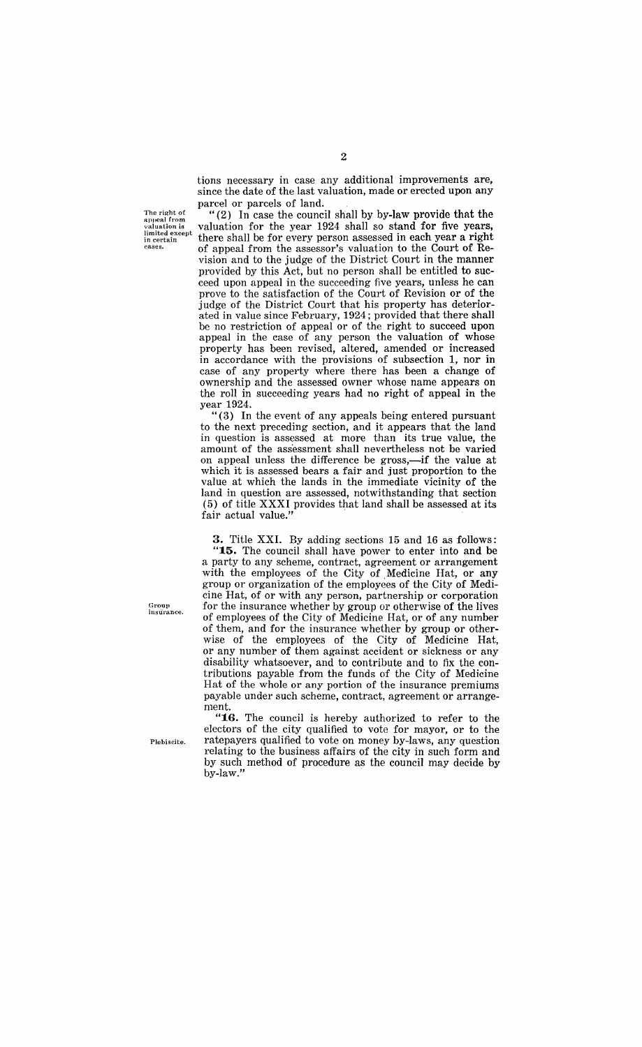tions necessary in case any additional improvements are, since the date of the last valuation, made or erected upon any parcel or parcels of land.

The right of appeal from valuation is limited except in certain cases.

"(2) In case the council shall by by-law provide that the valuation for the year 1924 shall so stand for five years, there shall be for every person assessed in each year a right of appeal from the assessor's valuation to the Court of Revision and to the judge of the District Court in the manner provided by this Act, but no person shall be entitled to succeed upon appeal in the succeeding five years, unless he can prove to the satisfaction of the Court of Revision or of the judge of the District Court that his property has deteriorated in value since February, 1924; provided that there shall be no restriction of appeal or of the right to succeed upon appeal in the case of any person the valuation of whose property has been revised, altered, amended or increased in accordance with the provisions of subsection 1, nor in case of any property where there has been a change of ownership and the assessed owner whose name appears on the roll in succeeding years had no right of appeal in the year 1924.

"(3) In the event of any appeals being entered pursuant to the next preceding section, and it appears that the land in question is assessed at more than its true value, the amount of the assessment shall nevertheless not be varied on appeal unless the difference be gross,—if the value at which it is assessed bears a fair and just proportion to the value at which the lands in the immediate vicinity of the land in question are assessed, notwithstanding that section (5) of title XXXI provides that land shall be assessed at its fair actual value."

**3.** Title XXI. By adding sections 15 and 16 as follows:

Group insurance.

"**15.** The council shall have power to enter into and be a party to any scheme, contract, agreement or arrangement with the employees of the City of Medicine Hat, or any group or organization of the employees of the City of Medicine Hat, of or with any person, partnership or corporation for the insurance whether by group or otherwise of the lives of employees of the City of Medicine Hat, or of any number of them, and for the insurance whether by group or otherwise of the employees of the City of Medicine Hat, or any number of them against accident or sickness or any disability whatsoever, and to contribute and to fix the contributions payable from the funds of the City of Medicine Hat of the whole or any portion of the insurance premiums payable under such scheme, contract, agreement or arrangement.

Plebiscite.

"**16.** The council is hereby authorized to refer to the electors of the city qualified to vote for mayor, or to the ratepayers qualified to vote on money by-laws, any question relating to the business affairs of the city in such form and by such method of procedure as the council may decide by by-law."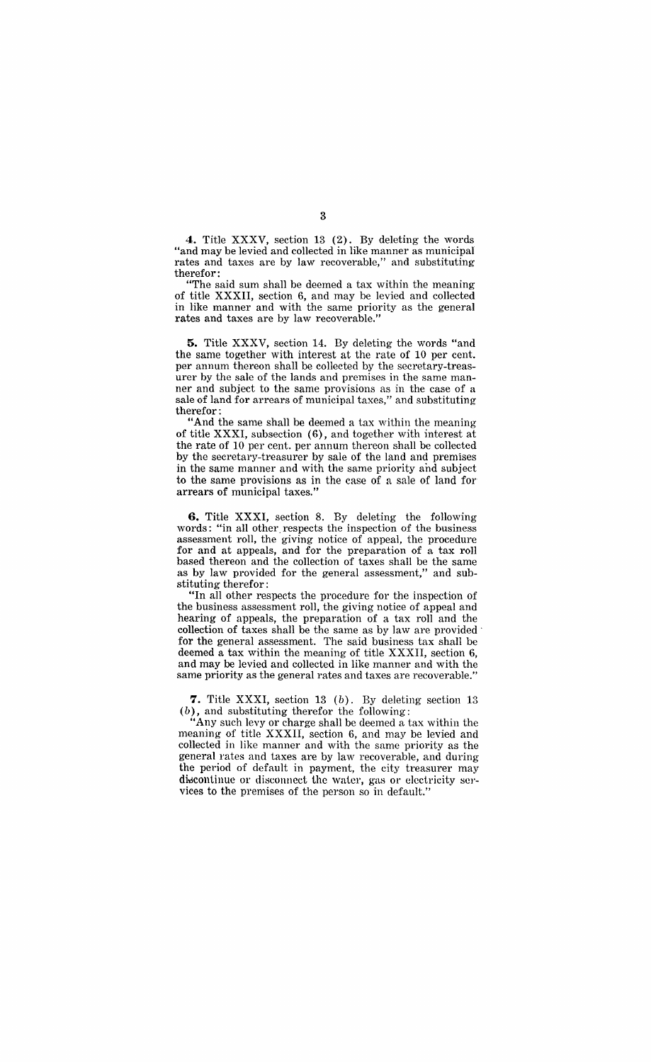**4.** Title XXXV, section 13 (2). By deleting the words "and may be levied and collected in like manner as municipal rates and taxes are by law recoverable," and substituting therefor:

"The said sum shall be deemed a tax within the meaning of title XXXII, section 6, and may be levied and collected in like manner and with the same priority as the general rates and taxes are by law recoverable."

**5.** Title XXXV, section 14. By deleting the words "and the same together with interest at the rate of 10 per cent. per annum thereon shall be collected by the secretary-treasurer by the sale of the lands and premises in the same manner and subject to the same provisions as in the case of a sale of land for arrears of municipal taxes," and substituting therefor:

"And the same shall be deemed a tax within the meaning of title XXXI, subsection (6), and together with interest at the rate of 10 per cent. per annum thereon shall be collected by the secretary-treasurer by sale of the land and premises in the same manner and with the same priority and subject to the same provisions as in the case of a sale of land for arrears of municipal taxes."

**6.** Title XXXI, section 8. By deleting the following words: "in all other respects the inspection of the business assessment roll, the giving notice of appeal, the procedure for and at appeals, and for the preparation of a tax roll based thereon and the collection of taxes shall be the same as by law provided for the general assessment," and substituting therefor:

"In all other respects the procedure for the inspection of the business assessment roll, the giving notice of appeal and hearing of appeals, the preparation of a tax roll and the collection of taxes shall be the same as by law are provided for the general assessment. The said business tax shall be deemed a tax within the meaning of title XXXII, section 6, and may be levied and collected in like manner and with the same priority as the general rates and taxes are recoverable."

**7.** Title XXXI, section 13 (*b*). By deleting section 13 (*b*), and substituting therefor the following:

"Any such levy or charge shall be deemed a tax within the meaning of title XXXII, section 6, and may be levied and collected in like manner and with the same priority as the general rates and taxes are by law recoverable, and during the period of default in payment, the city treasurer may discontinue or disconnect the water, gas or electricity services to the premises of the person so in default."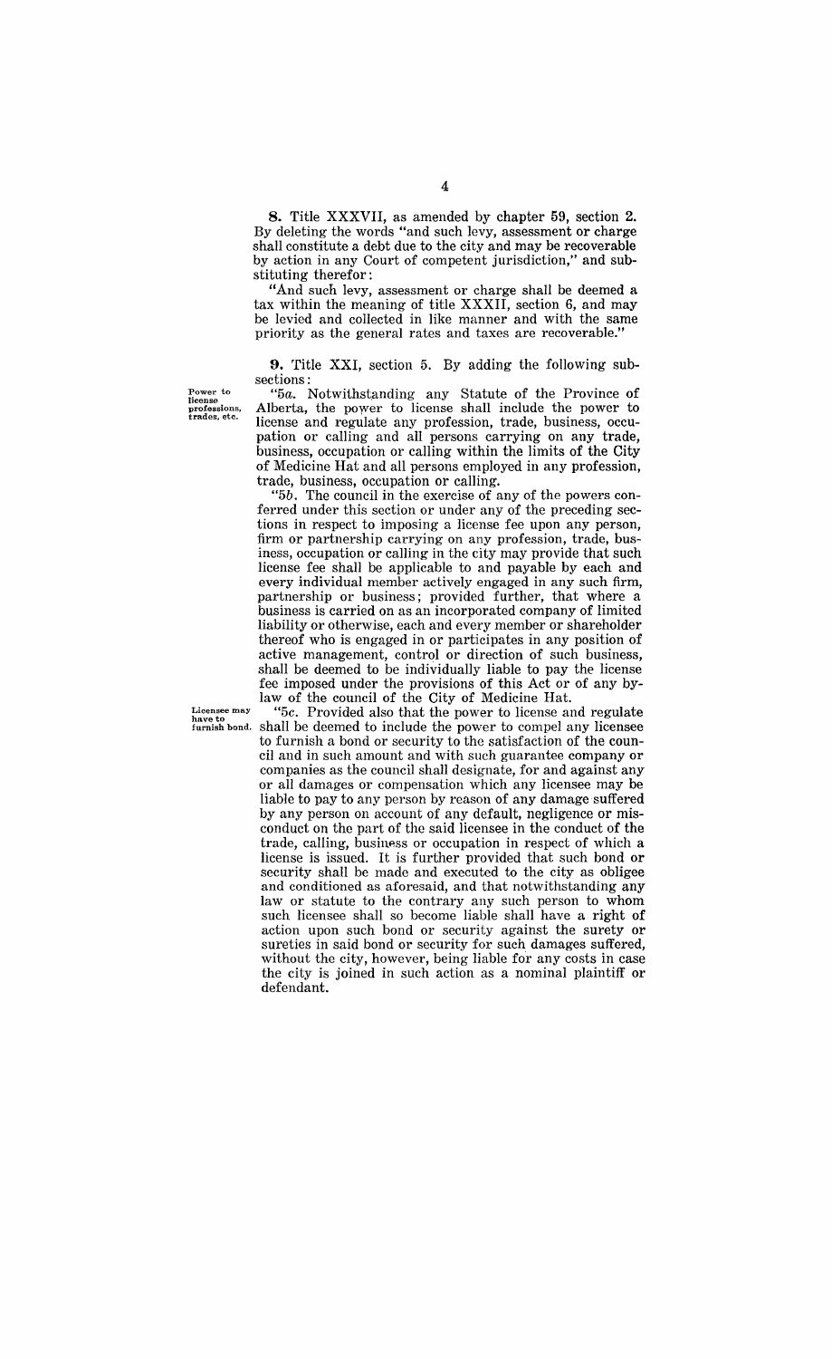**8.** Title XXXVII, as amended by chapter 59, section 2. By deleting the words "and such levy, assessment or charge shall constitute a debt due to the city and may be recoverable by action in any Court of competent jurisdiction," and substituting therefor:

"And such levy, assessment or charge shall be deemed a tax within the meaning of title XXXII, section 6, and may be levied and collected in like manner and with the same priority as the general rates and taxes are recoverable."

**9.** Title XXI, section 5. By adding the following subsections:

*Power to license professions, trades, etc.*

"5*a*. Notwithstanding any Statute of the Province of Alberta, the power to license shall include the power to license and regulate any profession, trade, business, occupation or calling and all persons carrying on any trade, business, occupation or calling within the limits of the City of Medicine Hat and all persons employed in any profession, trade, business, occupation or calling.

"5*b*. The council in the exercise of any of the powers conferred under this section or under any of the preceding sections in respect to imposing a license fee upon any person, firm or partnership carrying on any profession, trade, business, occupation or calling in the city may provide that such license fee shall be applicable to and payable by each and every individual member actively engaged in any such firm, partnership or business; provided further, that where a business is carried on as an incorporated company of limited liability or otherwise, each and every member or shareholder thereof who is engaged in or participates in any position of active management, control or direction of such business, shall be deemed to be individually liable to pay the license fee imposed under the provisions of this Act or of any bylaw of the council of the City of Medicine Hat.

*Licensee may have to furnish bond.*

"5*c*. Provided also that the power to license and regulate shall be deemed to include the power to compel any licensee to furnish a bond or security to the satisfaction of the council and in such amount and with such guarantee company or companies as the council shall designate, for and against any or all damages or compensation which any licensee may be liable to pay to any person by reason of any damage suffered by any person on account of any default, negligence or misconduct on the part of the said licensee in the conduct of the trade, calling, business or occupation in respect of which a license is issued. It is further provided that such bond or security shall be made and executed to the city as obligee and conditioned as aforesaid, and that notwithstanding any law or statute to the contrary any such person to whom such licensee shall so become liable shall have a right of action upon such bond or security against the surety or sureties in said bond or security for such damages suffered, without the city, however, being liable for any costs in case the city is joined in such action as a nominal plaintiff or defendant.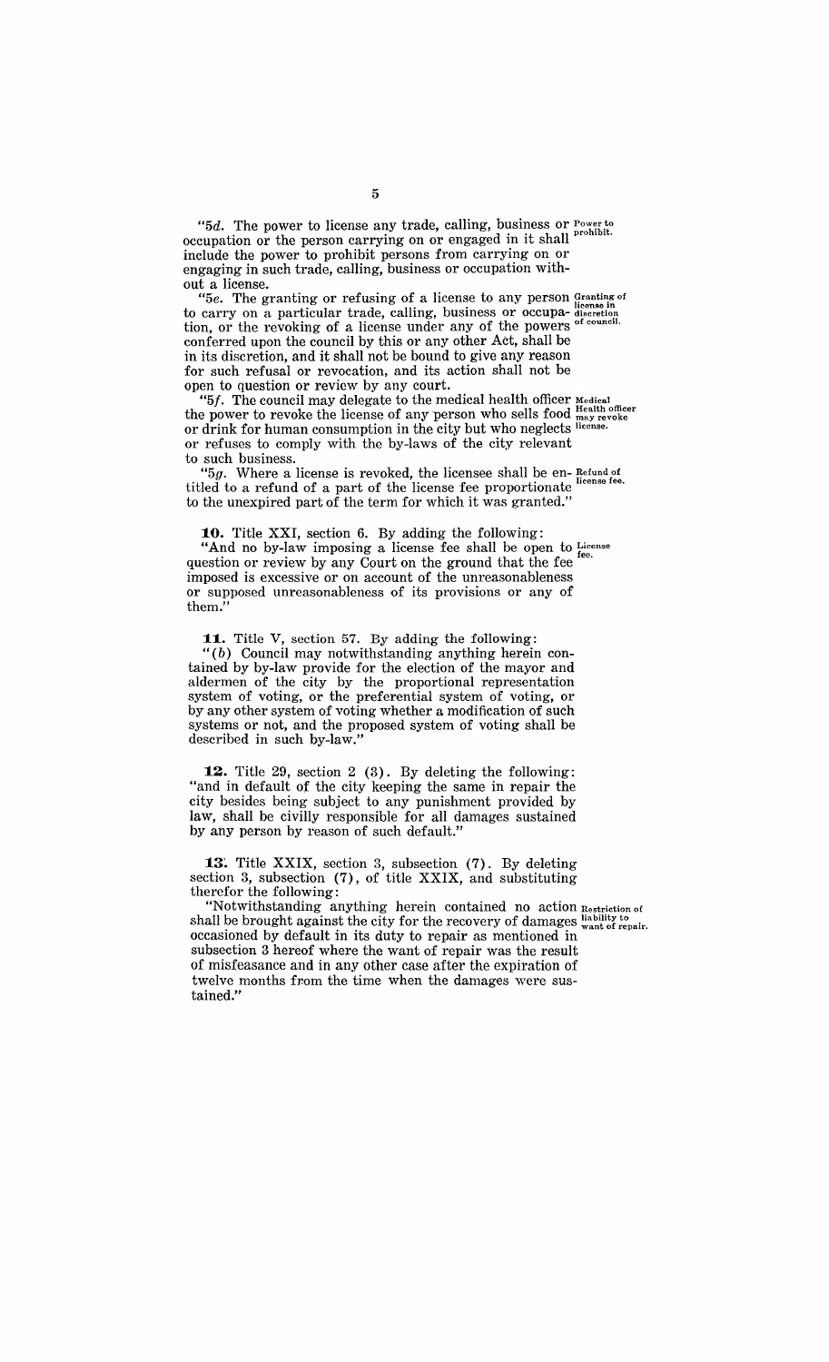"5*d*. The power to license any trade, calling, business or occupation or the person carrying on or engaged in it shall include the power to prohibit persons from carrying on or engaging in such trade, calling, business or occupation without a license.

Power to prohibit.

"5*e*. The granting or refusing of a license to any person to carry on a particular trade, calling, business or occupation, or the revoking of a license under any of the powers conferred upon the council by this or any other Act, shall be in its discretion, and it shall not be bound to give any reason for such refusal or revocation, and its action shall not be open to question or review by any court.

Granting of license in discretion of council.

"5*f*. The council may delegate to the medical health officer the power to revoke the license of any person who sells food or drink for human consumption in the city but who neglects or refuses to comply with the by-laws of the city relevant to such business.

Medical Health officer may revoke license.

"5*g*. Where a license is revoked, the licensee shall be entitled to a refund of a part of the license fee proportionate to the unexpired part of the term for which it was granted."

Refund of license fee.

**10.** Title XXI, section 6. By adding the following:

"And no by-law imposing a license fee shall be open to question or review by any Court on the ground that the fee imposed is excessive or on account of the unreasonableness or supposed unreasonableness of its provisions or any of them."

License fee.

**11.** Title V, section 57. By adding the following:

"(*b*) Council may notwithstanding anything herein contained by by-law provide for the election of the mayor and aldermen of the city by the proportional representation system of voting, or the preferential system of voting, or by any other system of voting whether a modification of such systems or not, and the proposed system of voting shall be described in such by-law."

**12.** Title 29, section 2 (3). By deleting the following: "and in default of the city keeping the same in repair the city besides being subject to any punishment provided by law, shall be civilly responsible for all damages sustained by any person by reason of such default."

**13.** Title XXIX, section 3, subsection (7). By deleting section 3, subsection (7), of title XXIX, and substituting therefor the following:

"Notwithstanding anything herein contained no action shall be brought against the city for the recovery of damages occasioned by default in its duty to repair as mentioned in subsection 3 hereof where the want of repair was the result of misfeasance and in any other case after the expiration of twelve months from the time when the damages were sustained."

Restriction of liability to want of repair.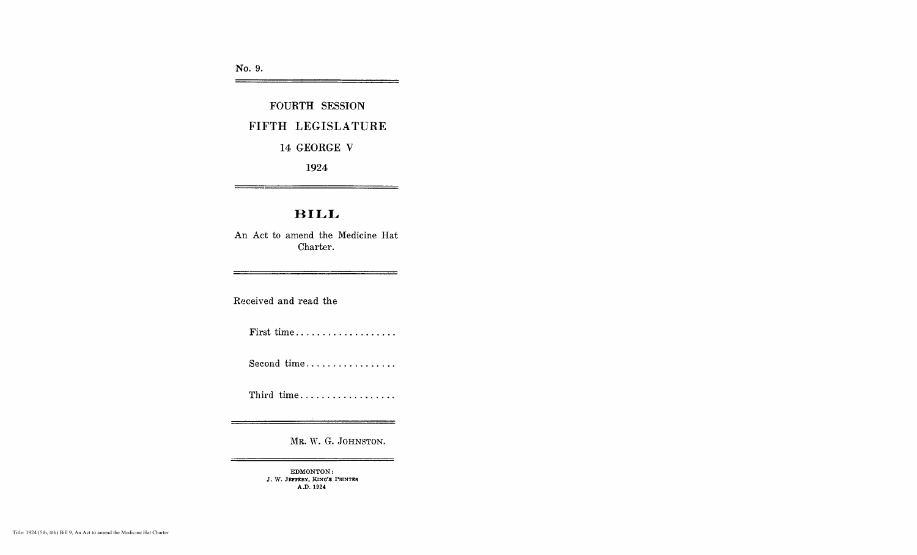No. 9.

FOURTH SESSION

FIFTH LEGISLATURE

14 GEORGE V

1924

# BILL

An Act to amend the Medicine Hat Charter.

Received and read the

First time..................

Second time................

Third time.................

MR. W. G. JOHNSTON.

EDMONTON:
J. W. JEFFERY, KING'S PRINTER
A.D. 1924